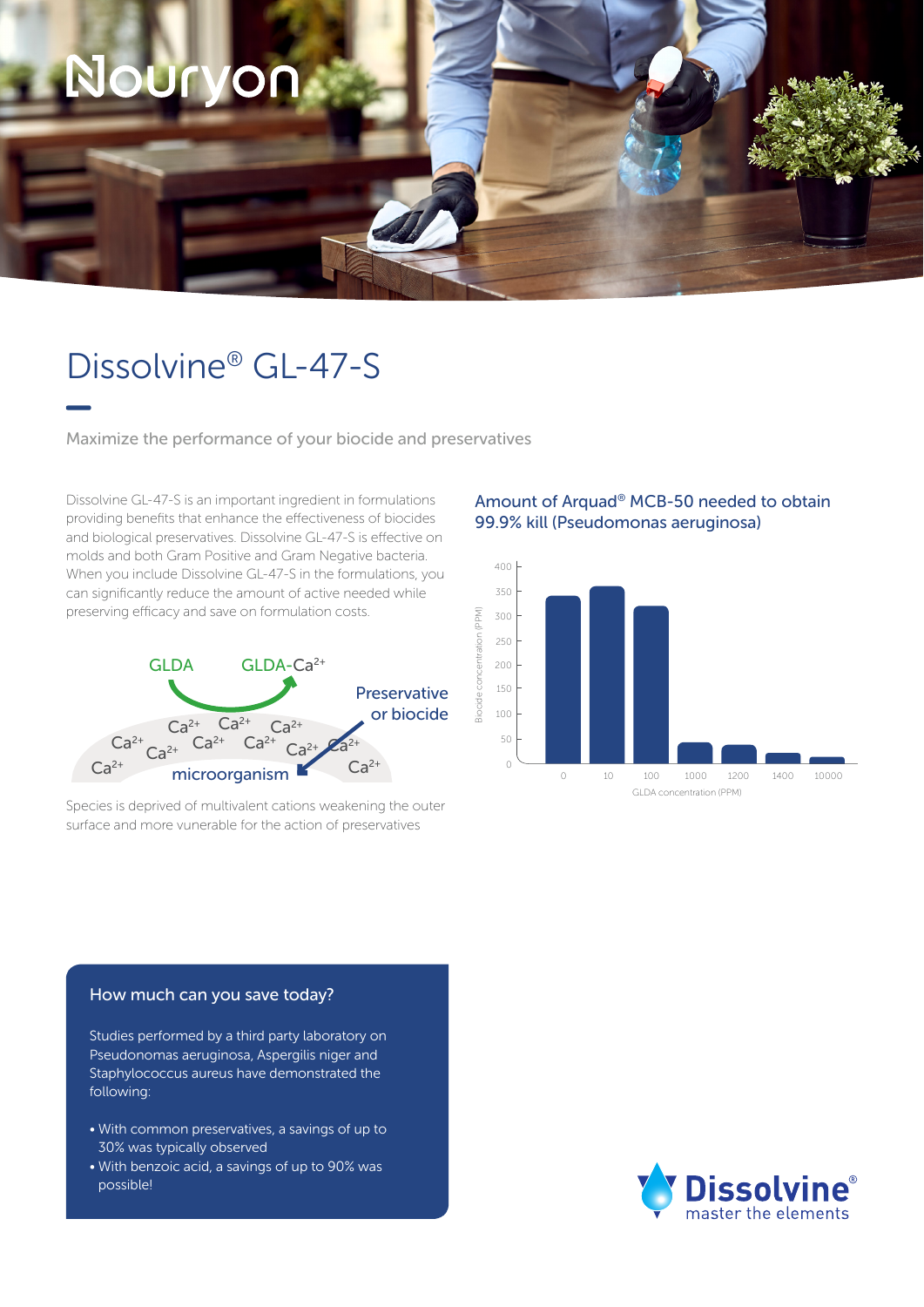# Dissolvine® GL-47-S

Maximize the performance of your biocide and preservatives

Dissolvine GL-47-S is an important ingredient in formulations providing benefits that enhance the effectiveness of biocides and biological preservatives. Dissolvine GL-47-S is effective on molds and both Gram Positive and Gram Negative bacteria. When you include Dissolvine GL-47-S in the formulations, you can significantly reduce the amount of active needed while preserving efficacy and save on formulation costs.

GLDA → GLDA-$Ca^{2+}$

Preservative or biocide

$Ca^{2+}$ $Ca^{2+}$ $Ca^{2+}$ $Ca^{2+}$ $Ca^{2+}$ $Ca^{2+}$ $Ca^{2+}$ $Ca^{2+}$ $Ca^{2+}$ $Ca^{2+}$ $Ca^{2+}$

microorganism

Species is deprived of multivalent cations weakening the outer surface and more vunerable for the action of preservatives

## Amount of Arquad® MCB-50 needed to obtain 99.9% kill (Pseudomonas aeruginosa)

Biocide concentration (PPM) vs. GLDA concentration (PPM)

| GLDA concentration (PPM) | 0 | 10 | 100 | 1000 | 1200 | 1400 | 10000 |
|---|---|---|---|---|---|---|---|
| Biocide concentration (PPM) | ~340 | ~360 | ~320 | ~45 | ~40 | ~25 | ~15 |

## How much can you save today?

Studies performed by a third party laboratory on Pseudomonas aeruginosa, Aspergilis niger and Staphylococcus aureus have demonstrated the following:

- With common preservatives, a savings of up to 30% was typically observed
- With benzoic acid, a savings of up to 90% was possible!

Dissolvine® master the elements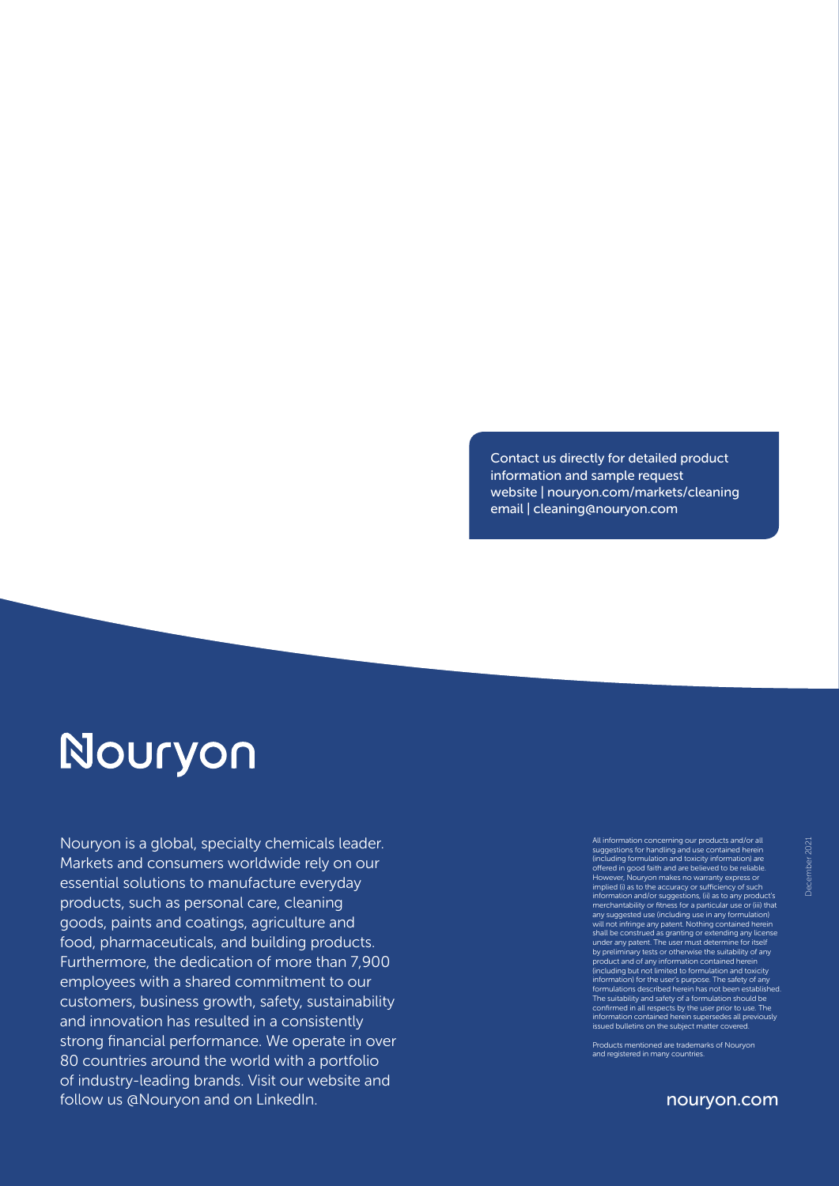Contact us directly for detailed product information and sample request
website | nouryon.com/markets/cleaning
email | cleaning@nouryon.com

# Nouryon

Nouryon is a global, specialty chemicals leader. Markets and consumers worldwide rely on our essential solutions to manufacture everyday products, such as personal care, cleaning goods, paints and coatings, agriculture and food, pharmaceuticals, and building products. Furthermore, the dedication of more than 7,900 employees with a shared commitment to our customers, business growth, safety, sustainability and innovation has resulted in a consistently strong financial performance. We operate in over 80 countries around the world with a portfolio of industry-leading brands. Visit our website and follow us @Nouryon and on LinkedIn.

All information concerning our products and/or all suggestions for handling and use contained herein (including formulation and toxicity information) are offered in good faith and are believed to be reliable. However, Nouryon makes no warranty express or implied (i) as to the accuracy or sufficiency of such information and/or suggestions, (ii) as to any product's merchantability or fitness for a particular use or (iii) that any suggested use (including use in any formulation) will not infringe any patent. Nothing contained herein shall be construed as granting or extending any license under any patent. The user must determine for itself by preliminary tests or otherwise the suitability of any product and of any information contained herein (including but not limited to formulation and toxicity information) for the user's purpose. The safety of any formulations described herein has not been established. The suitability and safety of a formulation should be confirmed in all respects by the user prior to use. The information contained herein supersedes all previously issued bulletins on the subject matter covered.

Products mentioned are trademarks of Nouryon and registered in many countries.

December 2021

nouryon.com